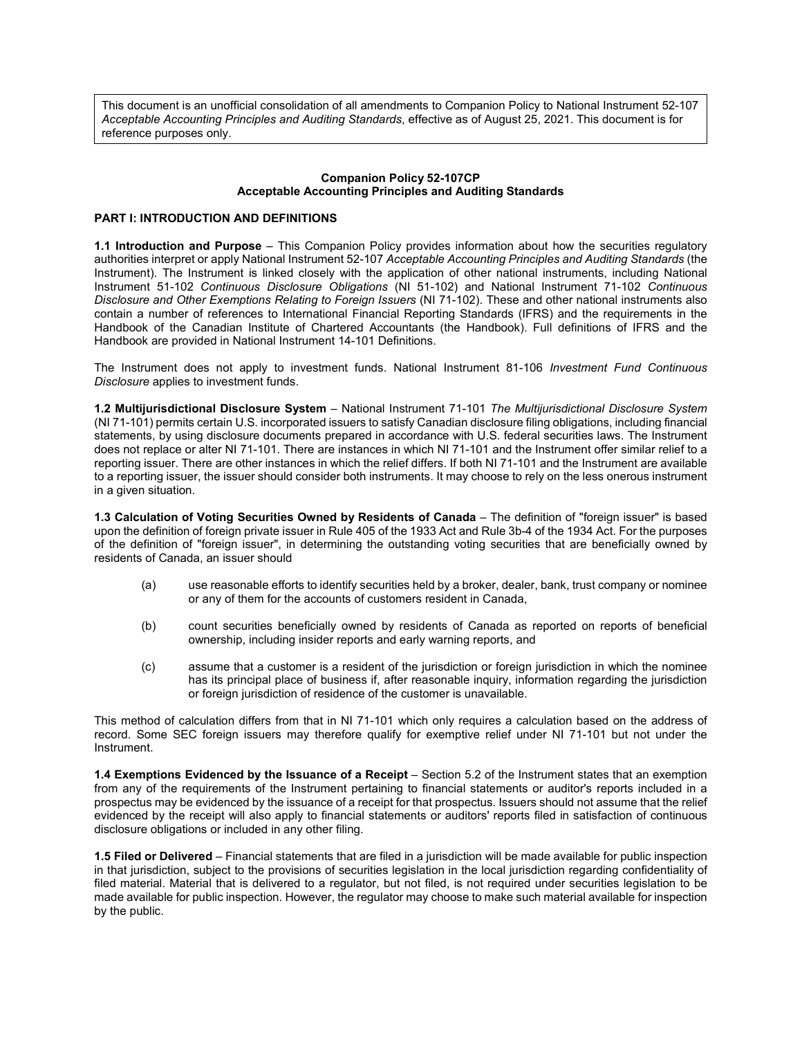This document is an unofficial consolidation of all amendments to Companion Policy to National Instrument 52-107 *Acceptable Accounting Principles and Auditing Standards*, effective as of August 25, 2021. This document is for reference purposes only.

# Companion Policy 52-107CP
# Acceptable Accounting Principles and Auditing Standards

## PART I: INTRODUCTION AND DEFINITIONS

**1.1 Introduction and Purpose** – This Companion Policy provides information about how the securities regulatory authorities interpret or apply National Instrument 52-107 *Acceptable Accounting Principles and Auditing Standards* (the Instrument). The Instrument is linked closely with the application of other national instruments, including National Instrument 51-102 *Continuous Disclosure Obligations* (NI 51-102) and National Instrument 71-102 *Continuous Disclosure and Other Exemptions Relating to Foreign Issuers* (NI 71-102). These and other national instruments also contain a number of references to International Financial Reporting Standards (IFRS) and the requirements in the Handbook of the Canadian Institute of Chartered Accountants (the Handbook). Full definitions of IFRS and the Handbook are provided in National Instrument 14-101 Definitions.

The Instrument does not apply to investment funds. National Instrument 81-106 *Investment Fund Continuous Disclosure* applies to investment funds.

**1.2 Multijurisdictional Disclosure System** – National Instrument 71-101 *The Multijurisdictional Disclosure System* (NI 71-101) permits certain U.S. incorporated issuers to satisfy Canadian disclosure filing obligations, including financial statements, by using disclosure documents prepared in accordance with U.S. federal securities laws. The Instrument does not replace or alter NI 71-101. There are instances in which NI 71-101 and the Instrument offer similar relief to a reporting issuer. There are other instances in which the relief differs. If both NI 71-101 and the Instrument are available to a reporting issuer, the issuer should consider both instruments. It may choose to rely on the less onerous instrument in a given situation.

**1.3 Calculation of Voting Securities Owned by Residents of Canada** – The definition of "foreign issuer" is based upon the definition of foreign private issuer in Rule 405 of the 1933 Act and Rule 3b-4 of the 1934 Act. For the purposes of the definition of "foreign issuer", in determining the outstanding voting securities that are beneficially owned by residents of Canada, an issuer should

(a) use reasonable efforts to identify securities held by a broker, dealer, bank, trust company or nominee or any of them for the accounts of customers resident in Canada,

(b) count securities beneficially owned by residents of Canada as reported on reports of beneficial ownership, including insider reports and early warning reports, and

(c) assume that a customer is a resident of the jurisdiction or foreign jurisdiction in which the nominee has its principal place of business if, after reasonable inquiry, information regarding the jurisdiction or foreign jurisdiction of residence of the customer is unavailable.

This method of calculation differs from that in NI 71-101 which only requires a calculation based on the address of record. Some SEC foreign issuers may therefore qualify for exemptive relief under NI 71-101 but not under the Instrument.

**1.4 Exemptions Evidenced by the Issuance of a Receipt** – Section 5.2 of the Instrument states that an exemption from any of the requirements of the Instrument pertaining to financial statements or auditor's reports included in a prospectus may be evidenced by the issuance of a receipt for that prospectus. Issuers should not assume that the relief evidenced by the receipt will also apply to financial statements or auditors' reports filed in satisfaction of continuous disclosure obligations or included in any other filing.

**1.5 Filed or Delivered** – Financial statements that are filed in a jurisdiction will be made available for public inspection in that jurisdiction, subject to the provisions of securities legislation in the local jurisdiction regarding confidentiality of filed material. Material that is delivered to a regulator, but not filed, is not required under securities legislation to be made available for public inspection. However, the regulator may choose to make such material available for inspection by the public.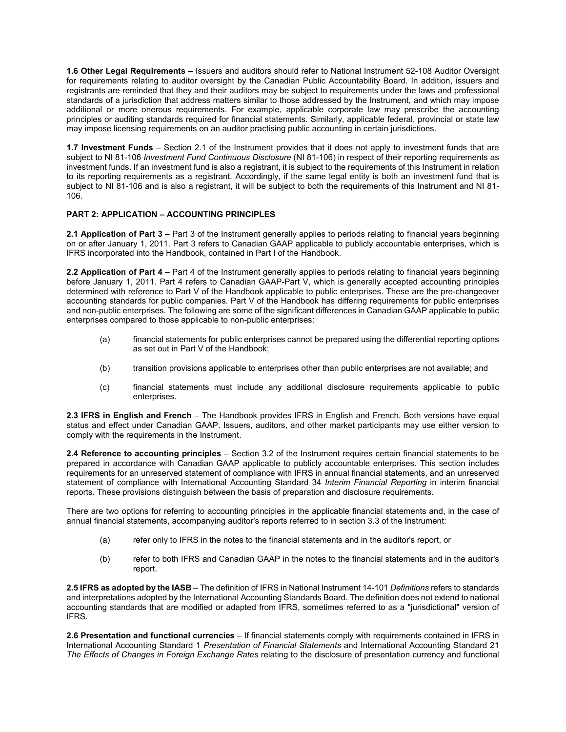**1.6 Other Legal Requirements** – Issuers and auditors should refer to National Instrument 52-108 Auditor Oversight for requirements relating to auditor oversight by the Canadian Public Accountability Board. In addition, issuers and registrants are reminded that they and their auditors may be subject to requirements under the laws and professional standards of a jurisdiction that address matters similar to those addressed by the Instrument, and which may impose additional or more onerous requirements. For example, applicable corporate law may prescribe the accounting principles or auditing standards required for financial statements. Similarly, applicable federal, provincial or state law may impose licensing requirements on an auditor practising public accounting in certain jurisdictions.

**1.7 Investment Funds** – Section 2.1 of the Instrument provides that it does not apply to investment funds that are subject to NI 81-106 *Investment Fund Continuous Disclosure* (NI 81-106) in respect of their reporting requirements as investment funds. If an investment fund is also a registrant, it is subject to the requirements of this Instrument in relation to its reporting requirements as a registrant. Accordingly, if the same legal entity is both an investment fund that is subject to NI 81-106 and is also a registrant, it will be subject to both the requirements of this Instrument and NI 81-106.

**PART 2: APPLICATION – ACCOUNTING PRINCIPLES**

**2.1 Application of Part 3** – Part 3 of the Instrument generally applies to periods relating to financial years beginning on or after January 1, 2011. Part 3 refers to Canadian GAAP applicable to publicly accountable enterprises, which is IFRS incorporated into the Handbook, contained in Part I of the Handbook.

**2.2 Application of Part 4** – Part 4 of the Instrument generally applies to periods relating to financial years beginning before January 1, 2011. Part 4 refers to Canadian GAAP-Part V, which is generally accepted accounting principles determined with reference to Part V of the Handbook applicable to public enterprises. These are the pre-changeover accounting standards for public companies. Part V of the Handbook has differing requirements for public enterprises and non-public enterprises. The following are some of the significant differences in Canadian GAAP applicable to public enterprises compared to those applicable to non-public enterprises:

(a) financial statements for public enterprises cannot be prepared using the differential reporting options as set out in Part V of the Handbook;

(b) transition provisions applicable to enterprises other than public enterprises are not available; and

(c) financial statements must include any additional disclosure requirements applicable to public enterprises.

**2.3 IFRS in English and French** – The Handbook provides IFRS in English and French. Both versions have equal status and effect under Canadian GAAP. Issuers, auditors, and other market participants may use either version to comply with the requirements in the Instrument.

**2.4 Reference to accounting principles** – Section 3.2 of the Instrument requires certain financial statements to be prepared in accordance with Canadian GAAP applicable to publicly accountable enterprises. This section includes requirements for an unreserved statement of compliance with IFRS in annual financial statements, and an unreserved statement of compliance with International Accounting Standard 34 *Interim Financial Reporting* in interim financial reports. These provisions distinguish between the basis of preparation and disclosure requirements.

There are two options for referring to accounting principles in the applicable financial statements and, in the case of annual financial statements, accompanying auditor's reports referred to in section 3.3 of the Instrument:

(a) refer only to IFRS in the notes to the financial statements and in the auditor's report, or

(b) refer to both IFRS and Canadian GAAP in the notes to the financial statements and in the auditor's report.

**2.5 IFRS as adopted by the IASB** – The definition of IFRS in National Instrument 14-101 *Definitions* refers to standards and interpretations adopted by the International Accounting Standards Board. The definition does not extend to national accounting standards that are modified or adapted from IFRS, sometimes referred to as a "jurisdictional" version of IFRS.

**2.6 Presentation and functional currencies** – If financial statements comply with requirements contained in IFRS in International Accounting Standard 1 *Presentation of Financial Statements* and International Accounting Standard 21 *The Effects of Changes in Foreign Exchange Rates* relating to the disclosure of presentation currency and functional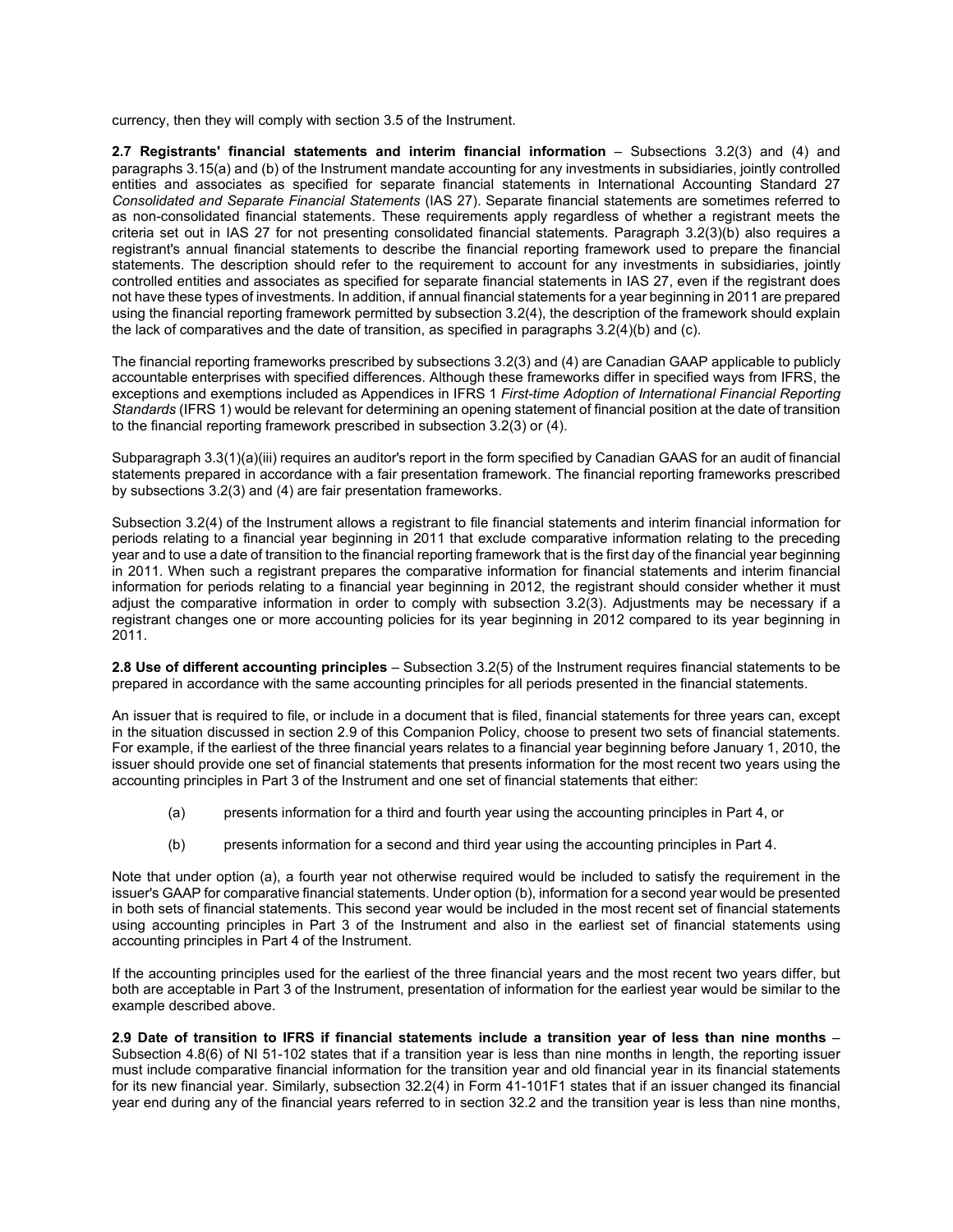currency, then they will comply with section 3.5 of the Instrument.

**2.7 Registrants' financial statements and interim financial information** – Subsections 3.2(3) and (4) and paragraphs 3.15(a) and (b) of the Instrument mandate accounting for any investments in subsidiaries, jointly controlled entities and associates as specified for separate financial statements in International Accounting Standard 27 *Consolidated and Separate Financial Statements* (IAS 27). Separate financial statements are sometimes referred to as non-consolidated financial statements. These requirements apply regardless of whether a registrant meets the criteria set out in IAS 27 for not presenting consolidated financial statements. Paragraph 3.2(3)(b) also requires a registrant's annual financial statements to describe the financial reporting framework used to prepare the financial statements. The description should refer to the requirement to account for any investments in subsidiaries, jointly controlled entities and associates as specified for separate financial statements in IAS 27, even if the registrant does not have these types of investments. In addition, if annual financial statements for a year beginning in 2011 are prepared using the financial reporting framework permitted by subsection 3.2(4), the description of the framework should explain the lack of comparatives and the date of transition, as specified in paragraphs 3.2(4)(b) and (c).

The financial reporting frameworks prescribed by subsections 3.2(3) and (4) are Canadian GAAP applicable to publicly accountable enterprises with specified differences. Although these frameworks differ in specified ways from IFRS, the exceptions and exemptions included as Appendices in IFRS 1 *First-time Adoption of International Financial Reporting Standards* (IFRS 1) would be relevant for determining an opening statement of financial position at the date of transition to the financial reporting framework prescribed in subsection 3.2(3) or (4).

Subparagraph 3.3(1)(a)(iii) requires an auditor's report in the form specified by Canadian GAAS for an audit of financial statements prepared in accordance with a fair presentation framework. The financial reporting frameworks prescribed by subsections 3.2(3) and (4) are fair presentation frameworks.

Subsection 3.2(4) of the Instrument allows a registrant to file financial statements and interim financial information for periods relating to a financial year beginning in 2011 that exclude comparative information relating to the preceding year and to use a date of transition to the financial reporting framework that is the first day of the financial year beginning in 2011. When such a registrant prepares the comparative information for financial statements and interim financial information for periods relating to a financial year beginning in 2012, the registrant should consider whether it must adjust the comparative information in order to comply with subsection 3.2(3). Adjustments may be necessary if a registrant changes one or more accounting policies for its year beginning in 2012 compared to its year beginning in 2011.

**2.8 Use of different accounting principles** – Subsection 3.2(5) of the Instrument requires financial statements to be prepared in accordance with the same accounting principles for all periods presented in the financial statements.

An issuer that is required to file, or include in a document that is filed, financial statements for three years can, except in the situation discussed in section 2.9 of this Companion Policy, choose to present two sets of financial statements. For example, if the earliest of the three financial years relates to a financial year beginning before January 1, 2010, the issuer should provide one set of financial statements that presents information for the most recent two years using the accounting principles in Part 3 of the Instrument and one set of financial statements that either:

(a) presents information for a third and fourth year using the accounting principles in Part 4, or

(b) presents information for a second and third year using the accounting principles in Part 4.

Note that under option (a), a fourth year not otherwise required would be included to satisfy the requirement in the issuer's GAAP for comparative financial statements. Under option (b), information for a second year would be presented in both sets of financial statements. This second year would be included in the most recent set of financial statements using accounting principles in Part 3 of the Instrument and also in the earliest set of financial statements using accounting principles in Part 4 of the Instrument.

If the accounting principles used for the earliest of the three financial years and the most recent two years differ, but both are acceptable in Part 3 of the Instrument, presentation of information for the earliest year would be similar to the example described above.

**2.9 Date of transition to IFRS if financial statements include a transition year of less than nine months** – Subsection 4.8(6) of NI 51-102 states that if a transition year is less than nine months in length, the reporting issuer must include comparative financial information for the transition year and old financial year in its financial statements for its new financial year. Similarly, subsection 32.2(4) in Form 41-101F1 states that if an issuer changed its financial year end during any of the financial years referred to in section 32.2 and the transition year is less than nine months,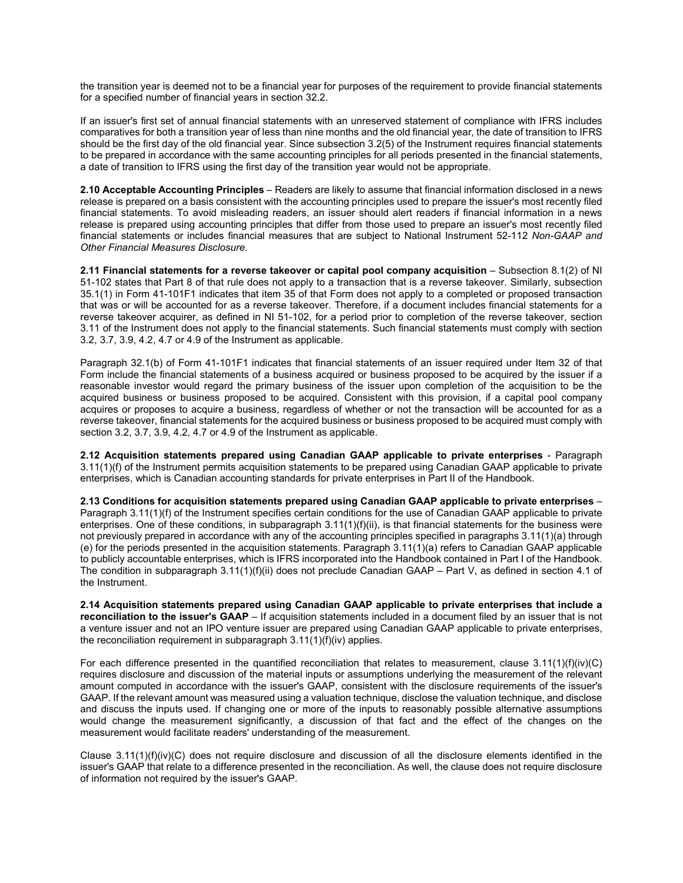the transition year is deemed not to be a financial year for purposes of the requirement to provide financial statements for a specified number of financial years in section 32.2.

If an issuer's first set of annual financial statements with an unreserved statement of compliance with IFRS includes comparatives for both a transition year of less than nine months and the old financial year, the date of transition to IFRS should be the first day of the old financial year. Since subsection 3.2(5) of the Instrument requires financial statements to be prepared in accordance with the same accounting principles for all periods presented in the financial statements, a date of transition to IFRS using the first day of the transition year would not be appropriate.

**2.10 Acceptable Accounting Principles** – Readers are likely to assume that financial information disclosed in a news release is prepared on a basis consistent with the accounting principles used to prepare the issuer's most recently filed financial statements. To avoid misleading readers, an issuer should alert readers if financial information in a news release is prepared using accounting principles that differ from those used to prepare an issuer's most recently filed financial statements or includes financial measures that are subject to National Instrument 52-112 *Non-GAAP and Other Financial Measures Disclosure*.

**2.11 Financial statements for a reverse takeover or capital pool company acquisition** – Subsection 8.1(2) of NI 51-102 states that Part 8 of that rule does not apply to a transaction that is a reverse takeover. Similarly, subsection 35.1(1) in Form 41-101F1 indicates that item 35 of that Form does not apply to a completed or proposed transaction that was or will be accounted for as a reverse takeover. Therefore, if a document includes financial statements for a reverse takeover acquirer, as defined in NI 51-102, for a period prior to completion of the reverse takeover, section 3.11 of the Instrument does not apply to the financial statements. Such financial statements must comply with section 3.2, 3.7, 3.9, 4.2, 4.7 or 4.9 of the Instrument as applicable.

Paragraph 32.1(b) of Form 41-101F1 indicates that financial statements of an issuer required under Item 32 of that Form include the financial statements of a business acquired or business proposed to be acquired by the issuer if a reasonable investor would regard the primary business of the issuer upon completion of the acquisition to be the acquired business or business proposed to be acquired. Consistent with this provision, if a capital pool company acquires or proposes to acquire a business, regardless of whether or not the transaction will be accounted for as a reverse takeover, financial statements for the acquired business or business proposed to be acquired must comply with section 3.2, 3.7, 3.9, 4.2, 4.7 or 4.9 of the Instrument as applicable.

**2.12 Acquisition statements prepared using Canadian GAAP applicable to private enterprises** - Paragraph 3.11(1)(f) of the Instrument permits acquisition statements to be prepared using Canadian GAAP applicable to private enterprises, which is Canadian accounting standards for private enterprises in Part II of the Handbook.

**2.13 Conditions for acquisition statements prepared using Canadian GAAP applicable to private enterprises** – Paragraph 3.11(1)(f) of the Instrument specifies certain conditions for the use of Canadian GAAP applicable to private enterprises. One of these conditions, in subparagraph 3.11(1)(f)(ii), is that financial statements for the business were not previously prepared in accordance with any of the accounting principles specified in paragraphs 3.11(1)(a) through (e) for the periods presented in the acquisition statements. Paragraph 3.11(1)(a) refers to Canadian GAAP applicable to publicly accountable enterprises, which is IFRS incorporated into the Handbook contained in Part I of the Handbook. The condition in subparagraph 3.11(1)(f)(ii) does not preclude Canadian GAAP – Part V, as defined in section 4.1 of the Instrument.

**2.14 Acquisition statements prepared using Canadian GAAP applicable to private enterprises that include a reconciliation to the issuer's GAAP** – If acquisition statements included in a document filed by an issuer that is not a venture issuer and not an IPO venture issuer are prepared using Canadian GAAP applicable to private enterprises, the reconciliation requirement in subparagraph 3.11(1)(f)(iv) applies.

For each difference presented in the quantified reconciliation that relates to measurement, clause 3.11(1)(f)(iv)(C) requires disclosure and discussion of the material inputs or assumptions underlying the measurement of the relevant amount computed in accordance with the issuer's GAAP, consistent with the disclosure requirements of the issuer's GAAP. If the relevant amount was measured using a valuation technique, disclose the valuation technique, and disclose and discuss the inputs used. If changing one or more of the inputs to reasonably possible alternative assumptions would change the measurement significantly, a discussion of that fact and the effect of the changes on the measurement would facilitate readers' understanding of the measurement.

Clause 3.11(1)(f)(iv)(C) does not require disclosure and discussion of all the disclosure elements identified in the issuer's GAAP that relate to a difference presented in the reconciliation. As well, the clause does not require disclosure of information not required by the issuer's GAAP.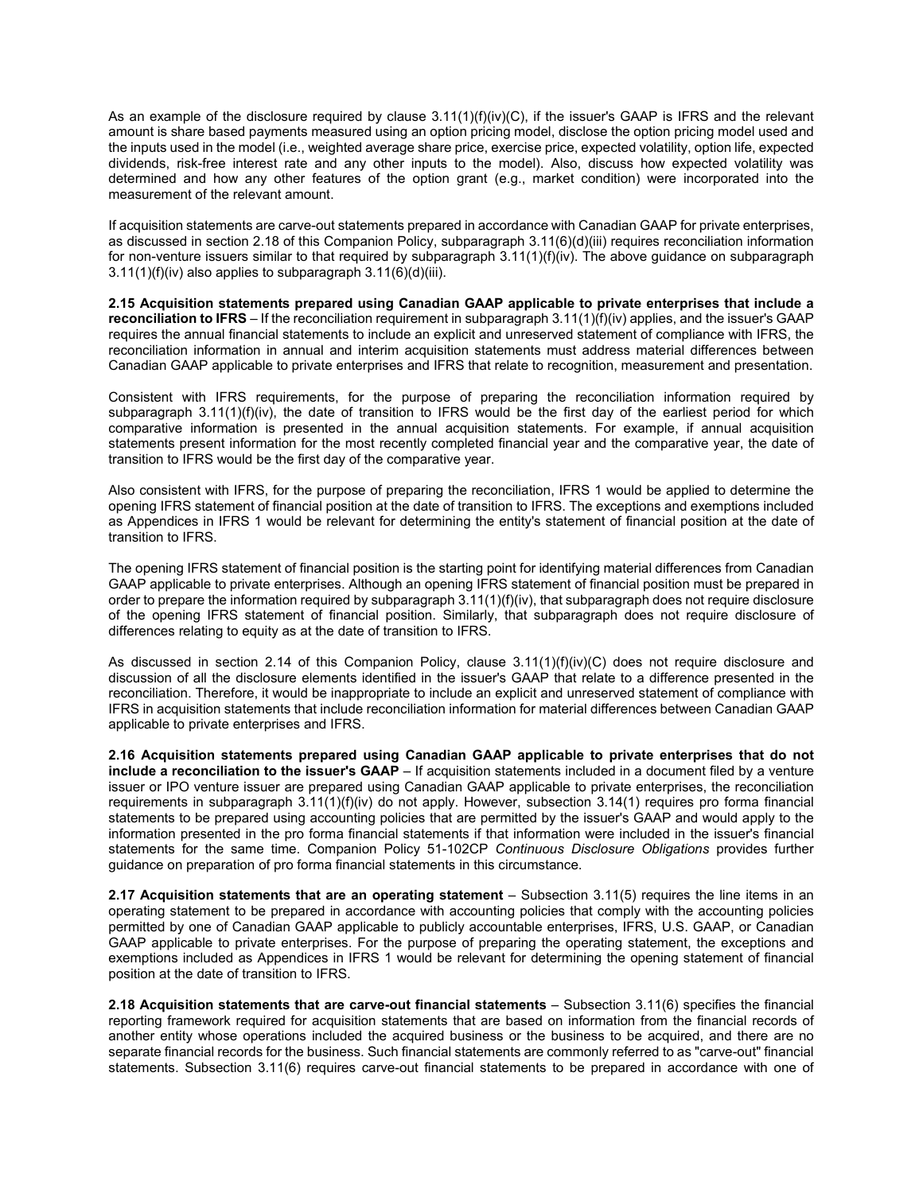As an example of the disclosure required by clause 3.11(1)(f)(iv)(C), if the issuer's GAAP is IFRS and the relevant amount is share based payments measured using an option pricing model, disclose the option pricing model used and the inputs used in the model (i.e., weighted average share price, exercise price, expected volatility, option life, expected dividends, risk-free interest rate and any other inputs to the model). Also, discuss how expected volatility was determined and how any other features of the option grant (e.g., market condition) were incorporated into the measurement of the relevant amount.

If acquisition statements are carve-out statements prepared in accordance with Canadian GAAP for private enterprises, as discussed in section 2.18 of this Companion Policy, subparagraph 3.11(6)(d)(iii) requires reconciliation information for non-venture issuers similar to that required by subparagraph 3.11(1)(f)(iv). The above guidance on subparagraph 3.11(1)(f)(iv) also applies to subparagraph 3.11(6)(d)(iii).

**2.15 Acquisition statements prepared using Canadian GAAP applicable to private enterprises that include a reconciliation to IFRS** – If the reconciliation requirement in subparagraph 3.11(1)(f)(iv) applies, and the issuer's GAAP requires the annual financial statements to include an explicit and unreserved statement of compliance with IFRS, the reconciliation information in annual and interim acquisition statements must address material differences between Canadian GAAP applicable to private enterprises and IFRS that relate to recognition, measurement and presentation.

Consistent with IFRS requirements, for the purpose of preparing the reconciliation information required by subparagraph 3.11(1)(f)(iv), the date of transition to IFRS would be the first day of the earliest period for which comparative information is presented in the annual acquisition statements. For example, if annual acquisition statements present information for the most recently completed financial year and the comparative year, the date of transition to IFRS would be the first day of the comparative year.

Also consistent with IFRS, for the purpose of preparing the reconciliation, IFRS 1 would be applied to determine the opening IFRS statement of financial position at the date of transition to IFRS. The exceptions and exemptions included as Appendices in IFRS 1 would be relevant for determining the entity's statement of financial position at the date of transition to IFRS.

The opening IFRS statement of financial position is the starting point for identifying material differences from Canadian GAAP applicable to private enterprises. Although an opening IFRS statement of financial position must be prepared in order to prepare the information required by subparagraph 3.11(1)(f)(iv), that subparagraph does not require disclosure of the opening IFRS statement of financial position. Similarly, that subparagraph does not require disclosure of differences relating to equity as at the date of transition to IFRS.

As discussed in section 2.14 of this Companion Policy, clause 3.11(1)(f)(iv)(C) does not require disclosure and discussion of all the disclosure elements identified in the issuer's GAAP that relate to a difference presented in the reconciliation. Therefore, it would be inappropriate to include an explicit and unreserved statement of compliance with IFRS in acquisition statements that include reconciliation information for material differences between Canadian GAAP applicable to private enterprises and IFRS.

**2.16 Acquisition statements prepared using Canadian GAAP applicable to private enterprises that do not include a reconciliation to the issuer's GAAP** – If acquisition statements included in a document filed by a venture issuer or IPO venture issuer are prepared using Canadian GAAP applicable to private enterprises, the reconciliation requirements in subparagraph 3.11(1)(f)(iv) do not apply. However, subsection 3.14(1) requires pro forma financial statements to be prepared using accounting policies that are permitted by the issuer's GAAP and would apply to the information presented in the pro forma financial statements if that information were included in the issuer's financial statements for the same time. Companion Policy 51-102CP *Continuous Disclosure Obligations* provides further guidance on preparation of pro forma financial statements in this circumstance.

**2.17 Acquisition statements that are an operating statement** – Subsection 3.11(5) requires the line items in an operating statement to be prepared in accordance with accounting policies that comply with the accounting policies permitted by one of Canadian GAAP applicable to publicly accountable enterprises, IFRS, U.S. GAAP, or Canadian GAAP applicable to private enterprises. For the purpose of preparing the operating statement, the exceptions and exemptions included as Appendices in IFRS 1 would be relevant for determining the opening statement of financial position at the date of transition to IFRS.

**2.18 Acquisition statements that are carve-out financial statements** – Subsection 3.11(6) specifies the financial reporting framework required for acquisition statements that are based on information from the financial records of another entity whose operations included the acquired business or the business to be acquired, and there are no separate financial records for the business. Such financial statements are commonly referred to as "carve-out" financial statements. Subsection 3.11(6) requires carve-out financial statements to be prepared in accordance with one of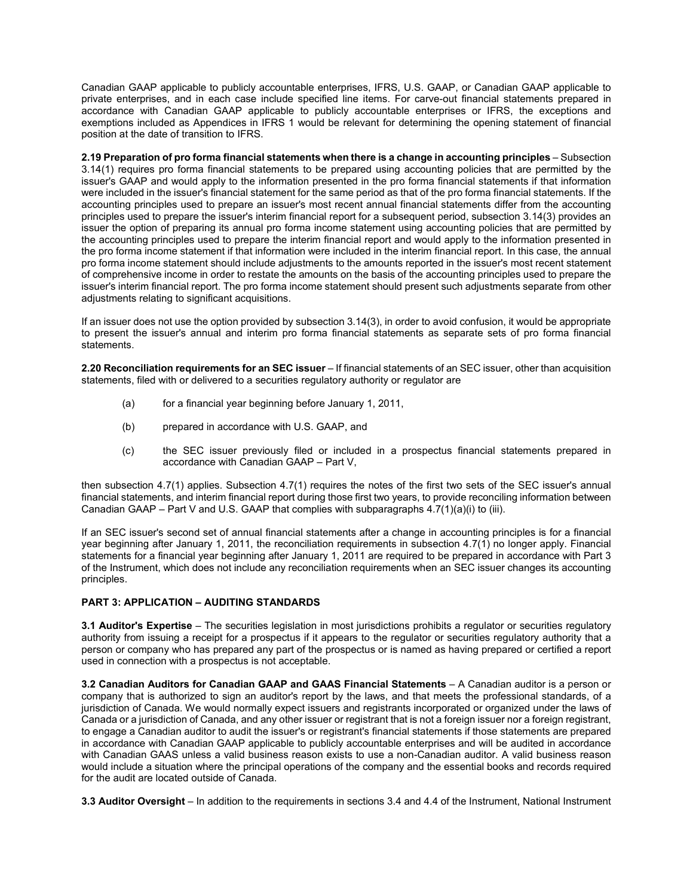Canadian GAAP applicable to publicly accountable enterprises, IFRS, U.S. GAAP, or Canadian GAAP applicable to private enterprises, and in each case include specified line items. For carve-out financial statements prepared in accordance with Canadian GAAP applicable to publicly accountable enterprises or IFRS, the exceptions and exemptions included as Appendices in IFRS 1 would be relevant for determining the opening statement of financial position at the date of transition to IFRS.

**2.19 Preparation of pro forma financial statements when there is a change in accounting principles** – Subsection 3.14(1) requires pro forma financial statements to be prepared using accounting policies that are permitted by the issuer's GAAP and would apply to the information presented in the pro forma financial statements if that information were included in the issuer's financial statement for the same period as that of the pro forma financial statements. If the accounting principles used to prepare an issuer's most recent annual financial statements differ from the accounting principles used to prepare the issuer's interim financial report for a subsequent period, subsection 3.14(3) provides an issuer the option of preparing its annual pro forma income statement using accounting policies that are permitted by the accounting principles used to prepare the interim financial report and would apply to the information presented in the pro forma income statement if that information were included in the interim financial report. In this case, the annual pro forma income statement should include adjustments to the amounts reported in the issuer's most recent statement of comprehensive income in order to restate the amounts on the basis of the accounting principles used to prepare the issuer's interim financial report. The pro forma income statement should present such adjustments separate from other adjustments relating to significant acquisitions.

If an issuer does not use the option provided by subsection 3.14(3), in order to avoid confusion, it would be appropriate to present the issuer's annual and interim pro forma financial statements as separate sets of pro forma financial statements.

**2.20 Reconciliation requirements for an SEC issuer** – If financial statements of an SEC issuer, other than acquisition statements, filed with or delivered to a securities regulatory authority or regulator are

(a) for a financial year beginning before January 1, 2011,

(b) prepared in accordance with U.S. GAAP, and

(c) the SEC issuer previously filed or included in a prospectus financial statements prepared in accordance with Canadian GAAP – Part V,

then subsection 4.7(1) applies. Subsection 4.7(1) requires the notes of the first two sets of the SEC issuer's annual financial statements, and interim financial report during those first two years, to provide reconciling information between Canadian GAAP – Part V and U.S. GAAP that complies with subparagraphs 4.7(1)(a)(i) to (iii).

If an SEC issuer's second set of annual financial statements after a change in accounting principles is for a financial year beginning after January 1, 2011, the reconciliation requirements in subsection 4.7(1) no longer apply. Financial statements for a financial year beginning after January 1, 2011 are required to be prepared in accordance with Part 3 of the Instrument, which does not include any reconciliation requirements when an SEC issuer changes its accounting principles.

## PART 3: APPLICATION – AUDITING STANDARDS

**3.1 Auditor's Expertise** – The securities legislation in most jurisdictions prohibits a regulator or securities regulatory authority from issuing a receipt for a prospectus if it appears to the regulator or securities regulatory authority that a person or company who has prepared any part of the prospectus or is named as having prepared or certified a report used in connection with a prospectus is not acceptable.

**3.2 Canadian Auditors for Canadian GAAP and GAAS Financial Statements** – A Canadian auditor is a person or company that is authorized to sign an auditor's report by the laws, and that meets the professional standards, of a jurisdiction of Canada. We would normally expect issuers and registrants incorporated or organized under the laws of Canada or a jurisdiction of Canada, and any other issuer or registrant that is not a foreign issuer nor a foreign registrant, to engage a Canadian auditor to audit the issuer's or registrant's financial statements if those statements are prepared in accordance with Canadian GAAP applicable to publicly accountable enterprises and will be audited in accordance with Canadian GAAS unless a valid business reason exists to use a non-Canadian auditor. A valid business reason would include a situation where the principal operations of the company and the essential books and records required for the audit are located outside of Canada.

**3.3 Auditor Oversight** – In addition to the requirements in sections 3.4 and 4.4 of the Instrument, National Instrument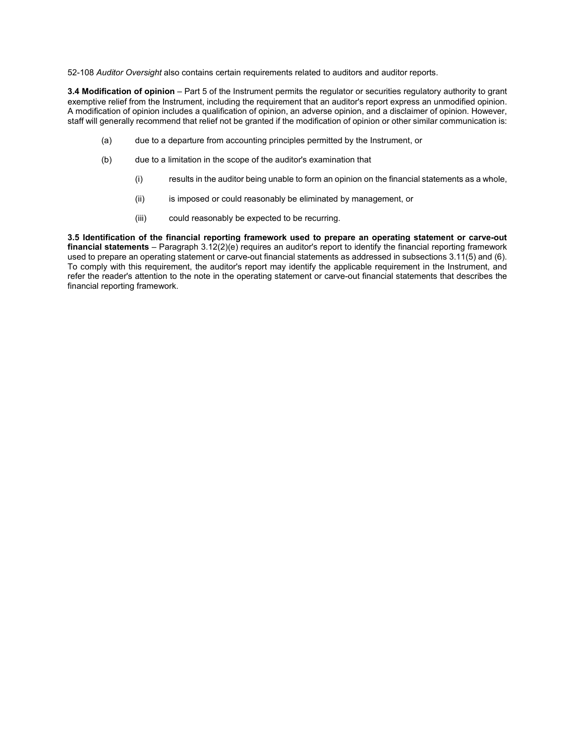52-108 *Auditor Oversight* also contains certain requirements related to auditors and auditor reports.

**3.4 Modification of opinion** – Part 5 of the Instrument permits the regulator or securities regulatory authority to grant exemptive relief from the Instrument, including the requirement that an auditor's report express an unmodified opinion. A modification of opinion includes a qualification of opinion, an adverse opinion, and a disclaimer of opinion. However, staff will generally recommend that relief not be granted if the modification of opinion or other similar communication is:

(a) due to a departure from accounting principles permitted by the Instrument, or

(b) due to a limitation in the scope of the auditor's examination that

  (i) results in the auditor being unable to form an opinion on the financial statements as a whole,

  (ii) is imposed or could reasonably be eliminated by management, or

  (iii) could reasonably be expected to be recurring.

**3.5 Identification of the financial reporting framework used to prepare an operating statement or carve-out financial statements** – Paragraph 3.12(2)(e) requires an auditor's report to identify the financial reporting framework used to prepare an operating statement or carve-out financial statements as addressed in subsections 3.11(5) and (6). To comply with this requirement, the auditor's report may identify the applicable requirement in the Instrument, and refer the reader's attention to the note in the operating statement or carve-out financial statements that describes the financial reporting framework.